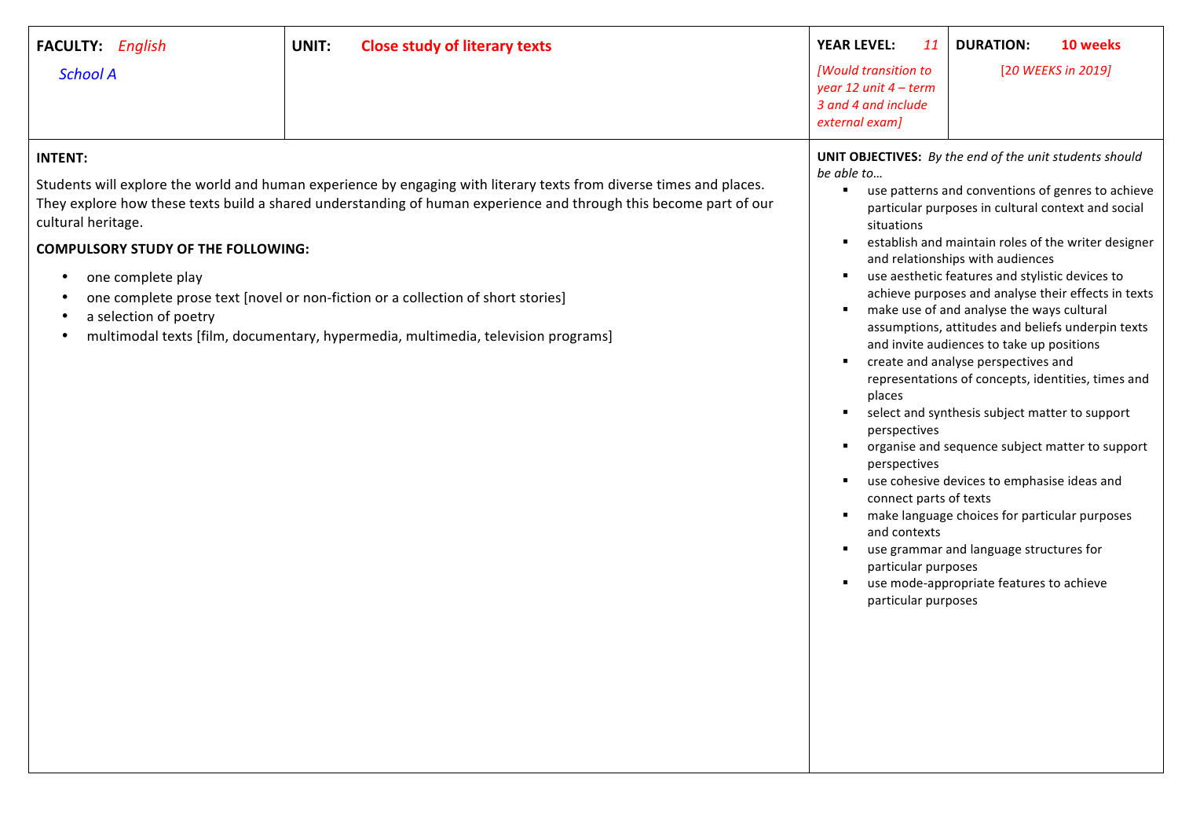| FACULTY: *English* *School A* | UNIT: **Close study of literary texts** | YEAR LEVEL: *11* *[Would transition to year 12 unit 4 – term 3 and 4 and include external exam]* | DURATION: **10 weeks** [20 WEEKS in 2019] |
|---|---|---|---|

**INTENT:**

Students will explore the world and human experience by engaging with literary texts from diverse times and places. They explore how these texts build a shared understanding of human experience and through this become part of our cultural heritage.

**COMPULSORY STUDY OF THE FOLLOWING:**

- one complete play
- one complete prose text [novel or non-fiction or a collection of short stories]
- a selection of poetry
- multimodal texts [film, documentary, hypermedia, multimedia, television programs]

**UNIT OBJECTIVES:** *By the end of the unit students should be able to…*

- use patterns and conventions of genres to achieve particular purposes in cultural context and social situations
- establish and maintain roles of the writer designer and relationships with audiences
- use aesthetic features and stylistic devices to achieve purposes and analyse their effects in texts
- make use of and analyse the ways cultural assumptions, attitudes and beliefs underpin texts and invite audiences to take up positions
- create and analyse perspectives and representations of concepts, identities, times and places
- select and synthesis subject matter to support perspectives
- organise and sequence subject matter to support perspectives
- use cohesive devices to emphasise ideas and connect parts of texts
- make language choices for particular purposes and contexts
- use grammar and language structures for particular purposes
- use mode-appropriate features to achieve particular purposes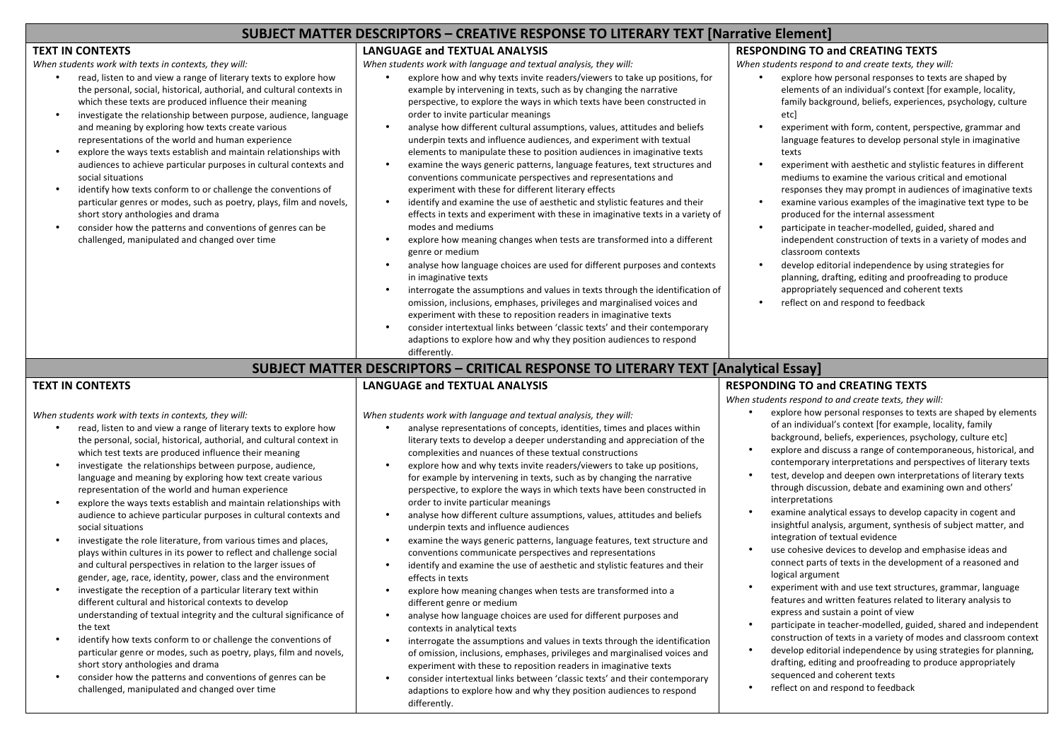## SUBJECT MATTER DESCRIPTORS – CREATIVE RESPONSE TO LITERARY TEXT [Narrative Element]

### TEXT IN CONTEXTS

*When students work with texts in contexts, they will:*

- read, listen to and view a range of literary texts to explore how the personal, social, historical, authorial, and cultural contexts in which these texts are produced influence their meaning
- investigate the relationship between purpose, audience, language and meaning by exploring how texts create various representations of the world and human experience
- explore the ways texts establish and maintain relationships with audiences to achieve particular purposes in cultural contexts and social situations
- identify how texts conform to or challenge the conventions of particular genres or modes, such as poetry, plays, film and novels, short story anthologies and drama
- consider how the patterns and conventions of genres can be challenged, manipulated and changed over time

### LANGUAGE and TEXTUAL ANALYSIS

*When students work with language and textual analysis, they will:*

- explore how and why texts invite readers/viewers to take up positions, for example by intervening in texts, such as by changing the narrative perspective, to explore the ways in which texts have been constructed in order to invite particular meanings
- analyse how different cultural assumptions, values, attitudes and beliefs underpin texts and influence audiences, and experiment with textual elements to manipulate these to position audiences in imaginative texts
- examine the ways generic patterns, language features, text structures and conventions communicate perspectives and representations and experiment with these for different literary effects
- identify and examine the use of aesthetic and stylistic features and their effects in texts and experiment with these in imaginative texts in a variety of modes and mediums
- explore how meaning changes when tests are transformed into a different genre or medium
- analyse how language choices are used for different purposes and contexts in imaginative texts
- interrogate the assumptions and values in texts through the identification of omission, inclusions, emphases, privileges and marginalised voices and experiment with these to reposition readers in imaginative texts
- consider intertextual links between 'classic texts' and their contemporary adaptions to explore how and why they position audiences to respond differently.

### RESPONDING TO and CREATING TEXTS

*When students respond to and create texts, they will:*

- explore how personal responses to texts are shaped by elements of an individual's context [for example, locality, family background, beliefs, experiences, psychology, culture etc]
- experiment with form, content, perspective, grammar and language features to develop personal style in imaginative texts
- experiment with aesthetic and stylistic features in different mediums to examine the various critical and emotional responses they may prompt in audiences of imaginative texts
- examine various examples of the imaginative text type to be produced for the internal assessment
- participate in teacher-modelled, guided, shared and independent construction of texts in a variety of modes and classroom contexts
- develop editorial independence by using strategies for planning, drafting, editing and proofreading to produce appropriately sequenced and coherent texts
- reflect on and respond to feedback

## SUBJECT MATTER DESCRIPTORS – CRITICAL RESPONSE TO LITERARY TEXT [Analytical Essay]

### TEXT IN CONTEXTS

*When students work with texts in contexts, they will:*

- read, listen to and view a range of literary texts to explore how the personal, social, historical, authorial, and cultural context in which test texts are produced influence their meaning
- investigate the relationships between purpose, audience, language and meaning by exploring how text create various representation of the world and human experience
- explore the ways texts establish and maintain relationships with audience to achieve particular purposes in cultural contexts and social situations
- investigate the role literature, from various times and places, plays within cultures in its power to reflect and challenge social and cultural perspectives in relation to the larger issues of gender, age, race, identity, power, class and the environment
- investigate the reception of a particular literary text within different cultural and historical contexts to develop understanding of textual integrity and the cultural significance of the text
- identify how texts conform to or challenge the conventions of particular genre or modes, such as poetry, plays, film and novels, short story anthologies and drama
- consider how the patterns and conventions of genres can be challenged, manipulated and changed over time

### LANGUAGE and TEXTUAL ANALYSIS

*When students work with language and textual analysis, they will:*

- analyse representations of concepts, identities, times and places within literary texts to develop a deeper understanding and appreciation of the complexities and nuances of these textual constructions
- explore how and why texts invite readers/viewers to take up positions, for example by intervening in texts, such as by changing the narrative perspective, to explore the ways in which texts have been constructed in order to invite particular meanings
- analyse how different culture assumptions, values, attitudes and beliefs underpin texts and influence audiences
- examine the ways generic patterns, language features, text structure and conventions communicate perspectives and representations
- identify and examine the use of aesthetic and stylistic features and their effects in texts
- explore how meaning changes when tests are transformed into a different genre or medium
- analyse how language choices are used for different purposes and contexts in analytical texts
- interrogate the assumptions and values in texts through the identification of omission, inclusions, emphases, privileges and marginalised voices and experiment with these to reposition readers in imaginative texts
- consider intertextual links between 'classic texts' and their contemporary adaptions to explore how and why they position audiences to respond differently.

### RESPONDING TO and CREATING TEXTS

*When students respond to and create texts, they will:*

- explore how personal responses to texts are shaped by elements of an individual's context [for example, locality, family background, beliefs, experiences, psychology, culture etc]
- explore and discuss a range of contemporaneous, historical, and contemporary interpretations and perspectives of literary texts
- test, develop and deepen own interpretations of literary texts through discussion, debate and examining own and others' interpretations
- examine analytical essays to develop capacity in cogent and insightful analysis, argument, synthesis of subject matter, and integration of textual evidence
- use cohesive devices to develop and emphasise ideas and connect parts of texts in the development of a reasoned and logical argument
- experiment with and use text structures, grammar, language features and written features related to literary analysis to express and sustain a point of view
- participate in teacher-modelled, guided, shared and independent construction of texts in a variety of modes and classroom context
- develop editorial independence by using strategies for planning, drafting, editing and proofreading to produce appropriately sequenced and coherent texts
- reflect on and respond to feedback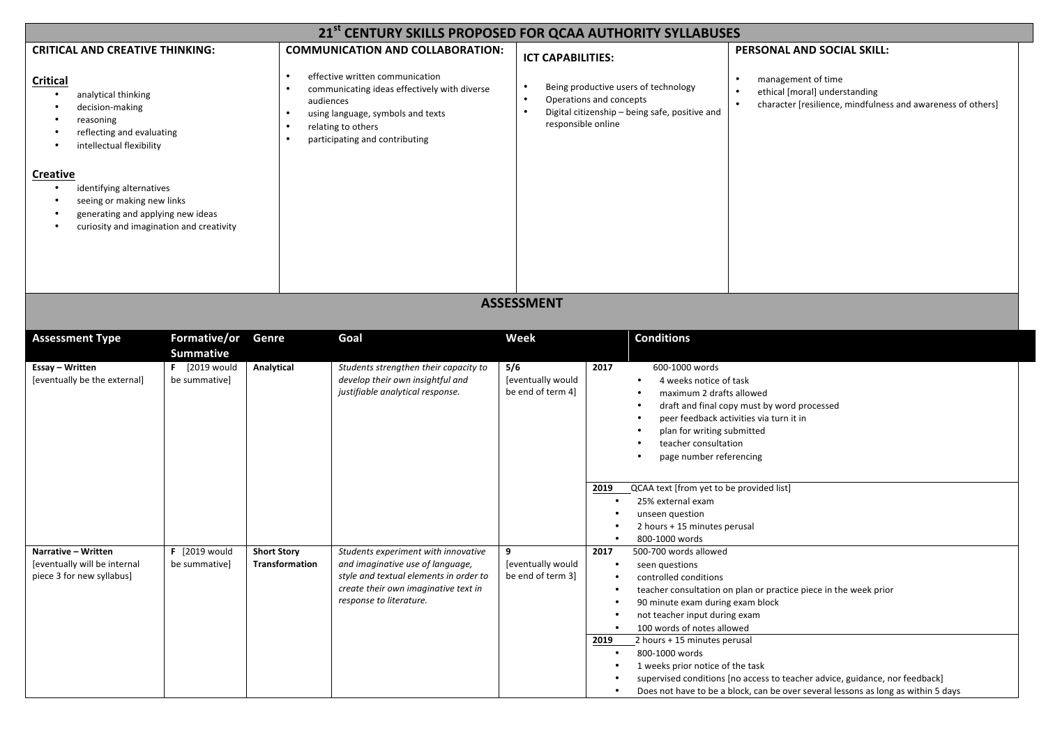# 21st CENTURY SKILLS PROPOSED FOR QCAA AUTHORITY SYLLABUSES

| CRITICAL AND CREATIVE THINKING: | COMMUNICATION AND COLLABORATION: | ICT CAPABILITIES: | PERSONAL AND SOCIAL SKILL: |
|---|---|---|---|
| **Critical**<br>• analytical thinking<br>• decision-making<br>• reasoning<br>• reflecting and evaluating<br>• intellectual flexibility<br><br>**Creative**<br>• identifying alternatives<br>• seeing or making new links<br>• generating and applying new ideas<br>• curiosity and imagination and creativity | • effective written communication<br>• communicating ideas effectively with diverse audiences<br>• using language, symbols and texts<br>• relating to others<br>• participating and contributing | • Being productive users of technology<br>• Operations and concepts<br>• Digital citizenship – being safe, positive and responsible online | • management of time<br>• ethical [moral] understanding<br>• character [resilience, mindfulness and awareness of others] |

# ASSESSMENT

| Assessment Type | Formative/or Summative | Genre | Goal | Week | | Conditions |
|---|---|---|---|---|---|---|
| **Essay – Written**<br>[eventually be the external] | **F** [2019 would be summative] | **Analytical** | *Students strengthen their capacity to develop their own insightful and justifiable analytical response.* | **5/6**<br>[eventually would be end of term 4] | **2017** | 600-1000 words<br>• 4 weeks notice of task<br>• maximum 2 drafts allowed<br>• draft and final copy must by word processed<br>• peer feedback activities via turn it in<br>• plan for writing submitted<br>• teacher consultation<br>• page number referencing |
| | | | | | **2019** | QCAA text [from yet to be provided list]<br>• 25% external exam<br>• unseen question<br>• 2 hours + 15 minutes perusal<br>• 800-1000 words |
| **Narrative – Written**<br>[eventually will be internal piece 3 for new syllabus] | **F** [2019 would be summative] | **Short Story Transformation** | *Students experiment with innovative and imaginative use of language, style and textual elements in order to create their own imaginative text in response to literature.* | **9**<br>[eventually would be end of term 3] | **2017** | 500-700 words allowed<br>• seen questions<br>• controlled conditions<br>• teacher consultation on plan or practice piece in the week prior<br>• 90 minute exam during exam block<br>• not teacher input during exam<br>• 100 words of notes allowed |
| | | | | | **2019** | 2 hours + 15 minutes perusal<br>• 800-1000 words<br>• 1 weeks prior notice of the task<br>• supervised conditions [no access to teacher advice, guidance, nor feedback]<br>• Does not have to be a block, can be over several lessons as long as within 5 days |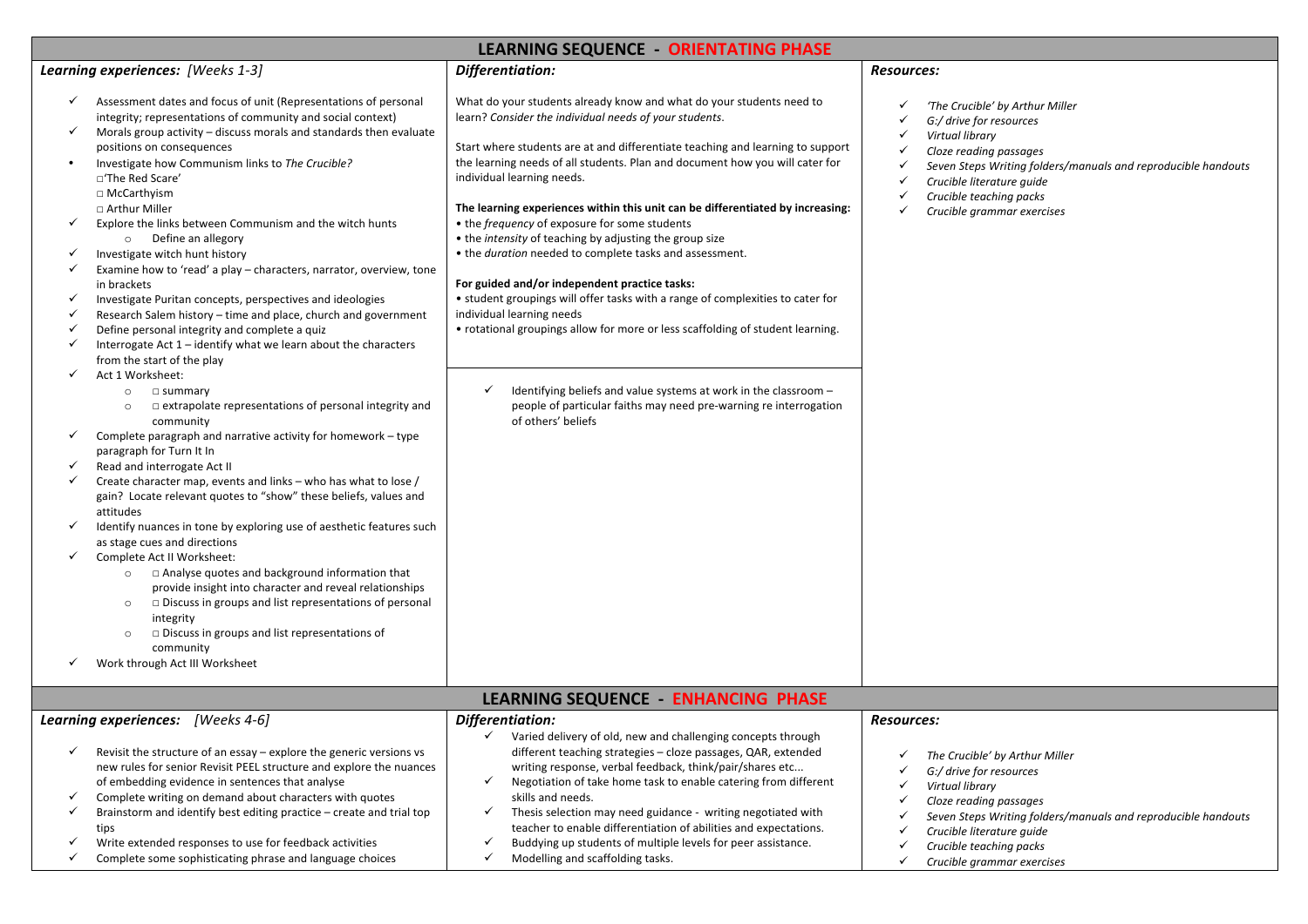## LEARNING SEQUENCE - ORIENTATING PHASE

| *Learning experiences: [Weeks 1-3]* | *Differentiation:* | *Resources:* |
|---|---|---|
| ✓ Assessment dates and focus of unit (Representations of personal integrity; representations of community and social context)<br>✓ Morals group activity – discuss morals and standards then evaluate positions on consequences<br>• Investigate how Communism links to *The Crucible?*<br>□'The Red Scare'<br>□ McCarthyism<br>□ Arthur Miller<br>✓ Explore the links between Communism and the witch hunts<br>o Define an allegory<br>✓ Investigate witch hunt history<br>✓ Examine how to 'read' a play – characters, narrator, overview, tone in brackets<br>✓ Investigate Puritan concepts, perspectives and ideologies<br>✓ Research Salem history – time and place, church and government<br>✓ Define personal integrity and complete a quiz<br>✓ Interrogate Act 1 – identify what we learn about the characters from the start of the play<br>✓ Act 1 Worksheet:<br>o □ summary<br>o □ extrapolate representations of personal integrity and community<br>✓ Complete paragraph and narrative activity for homework – type paragraph for Turn It In<br>✓ Read and interrogate Act II<br>✓ Create character map, events and links – who has what to lose / gain? Locate relevant quotes to "show" these beliefs, values and attitudes<br>✓ Identify nuances in tone by exploring use of aesthetic features such as stage cues and directions<br>✓ Complete Act II Worksheet:<br>o □ Analyse quotes and background information that provide insight into character and reveal relationships<br>o □ Discuss in groups and list representations of personal integrity<br>o □ Discuss in groups and list representations of community<br>✓ Work through Act III Worksheet | What do your students already know and what do your students need to learn? *Consider the individual needs of your students.*<br><br>Start where students are at and differentiate teaching and learning to support the learning needs of all students. Plan and document how you will cater for individual learning needs.<br><br>**The learning experiences within this unit can be differentiated by increasing:**<br>• the *frequency* of exposure for some students<br>• the *intensity* of teaching by adjusting the group size<br>• the *duration* needed to complete tasks and assessment.<br><br>**For guided and/or independent practice tasks:**<br>• student groupings will offer tasks with a range of complexities to cater for individual learning needs<br>• rotational groupings allow for more or less scaffolding of student learning.<br><br>✓ Identifying beliefs and value systems at work in the classroom – people of particular faiths may need pre-warning re interrogation of others' beliefs | ✓ *'The Crucible' by Arthur Miller*<br>✓ *G:/ drive for resources*<br>✓ *Virtual library*<br>✓ *Cloze reading passages*<br>✓ *Seven Steps Writing folders/manuals and reproducible handouts*<br>✓ *Crucible literature guide*<br>✓ *Crucible teaching packs*<br>✓ *Crucible grammar exercises* |

## LEARNING SEQUENCE - ENHANCING PHASE

| *Learning experiences: [Weeks 4-6]* | *Differentiation:* | *Resources:* |
|---|---|---|
| ✓ Revisit the structure of an essay – explore the generic versions vs new rules for senior Revisit PEEL structure and explore the nuances of embedding evidence in sentences that analyse<br>✓ Complete writing on demand about characters with quotes<br>✓ Brainstorm and identify best editing practice – create and trial top tips<br>✓ Write extended responses to use for feedback activities<br>✓ Complete some sophisticating phrase and language choices | ✓ Varied delivery of old, new and challenging concepts through different teaching strategies – cloze passages, QAR, extended writing response, verbal feedback, think/pair/shares etc...<br>✓ Negotiation of take home task to enable catering from different skills and needs.<br>✓ Thesis selection may need guidance - writing negotiated with teacher to enable differentiation of abilities and expectations.<br>✓ Buddying up students of multiple levels for peer assistance.<br>✓ Modelling and scaffolding tasks. | ✓ *The Crucible' by Arthur Miller*<br>✓ *G:/ drive for resources*<br>✓ *Virtual library*<br>✓ *Cloze reading passages*<br>✓ *Seven Steps Writing folders/manuals and reproducible handouts*<br>✓ *Crucible literature guide*<br>✓ *Crucible teaching packs*<br>✓ *Crucible grammar exercises* |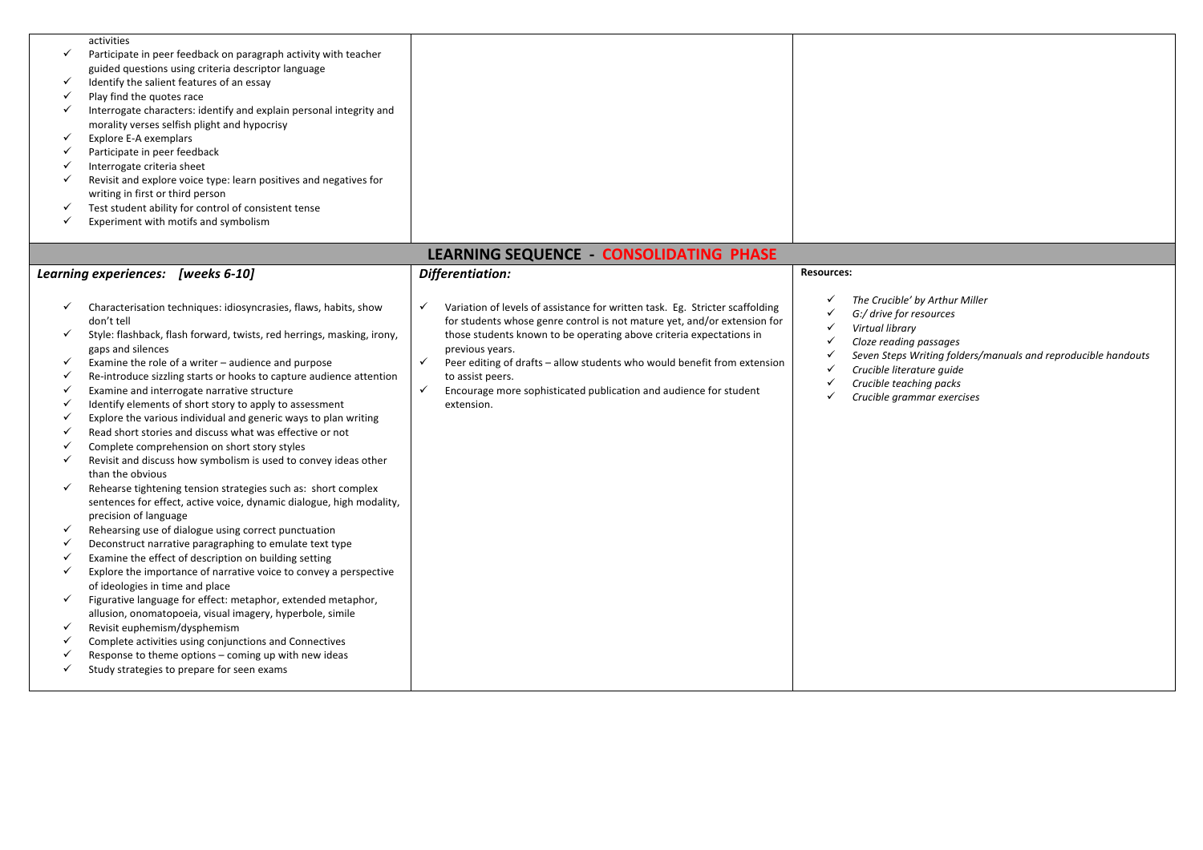| | | |
|---|---|---|
| activities<br>✓ Participate in peer feedback on paragraph activity with teacher guided questions using criteria descriptor language<br>✓ Identify the salient features of an essay<br>✓ Play find the quotes race<br>✓ Interrogate characters: identify and explain personal integrity and morality verses selfish plight and hypocrisy<br>✓ Explore E-A exemplars<br>✓ Participate in peer feedback<br>✓ Interrogate criteria sheet<br>✓ Revisit and explore voice type: learn positives and negatives for writing in first or third person<br>✓ Test student ability for control of consistent tense<br>✓ Experiment with motifs and symbolism | | |

## LEARNING SEQUENCE - CONSOLIDATING PHASE

| *Learning experiences: [weeks 6-10]* | *Differentiation:* | **Resources:** |
|---|---|---|
| ✓ Characterisation techniques: idiosyncrasies, flaws, habits, show don't tell<br>✓ Style: flashback, flash forward, twists, red herrings, masking, irony, gaps and silences<br>✓ Examine the role of a writer – audience and purpose<br>✓ Re-introduce sizzling starts or hooks to capture audience attention<br>✓ Examine and interrogate narrative structure<br>✓ Identify elements of short story to apply to assessment<br>✓ Explore the various individual and generic ways to plan writing<br>✓ Read short stories and discuss what was effective or not<br>✓ Complete comprehension on short story styles<br>✓ Revisit and discuss how symbolism is used to convey ideas other than the obvious<br>✓ Rehearse tightening tension strategies such as: short complex sentences for effect, active voice, dynamic dialogue, high modality, precision of language<br>✓ Rehearsing use of dialogue using correct punctuation<br>✓ Deconstruct narrative paragraphing to emulate text type<br>✓ Examine the effect of description on building setting<br>✓ Explore the importance of narrative voice to convey a perspective of ideologies in time and place<br>✓ Figurative language for effect: metaphor, extended metaphor, allusion, onomatopoeia, visual imagery, hyperbole, simile<br>✓ Revisit euphemism/dysphemism<br>✓ Complete activities using conjunctions and Connectives<br>✓ Response to theme options – coming up with new ideas<br>✓ Study strategies to prepare for seen exams | ✓ Variation of levels of assistance for written task. Eg. Stricter scaffolding for students whose genre control is not mature yet, and/or extension for those students known to be operating above criteria expectations in previous years.<br>✓ Peer editing of drafts – allow students who would benefit from extension to assist peers.<br>✓ Encourage more sophisticated publication and audience for student extension. | ✓ *The Crucible' by Arthur Miller*<br>✓ *G:/ drive for resources*<br>✓ *Virtual library*<br>✓ *Cloze reading passages*<br>✓ *Seven Steps Writing folders/manuals and reproducible handouts*<br>✓ *Crucible literature guide*<br>✓ *Crucible teaching packs*<br>✓ *Crucible grammar exercises* |